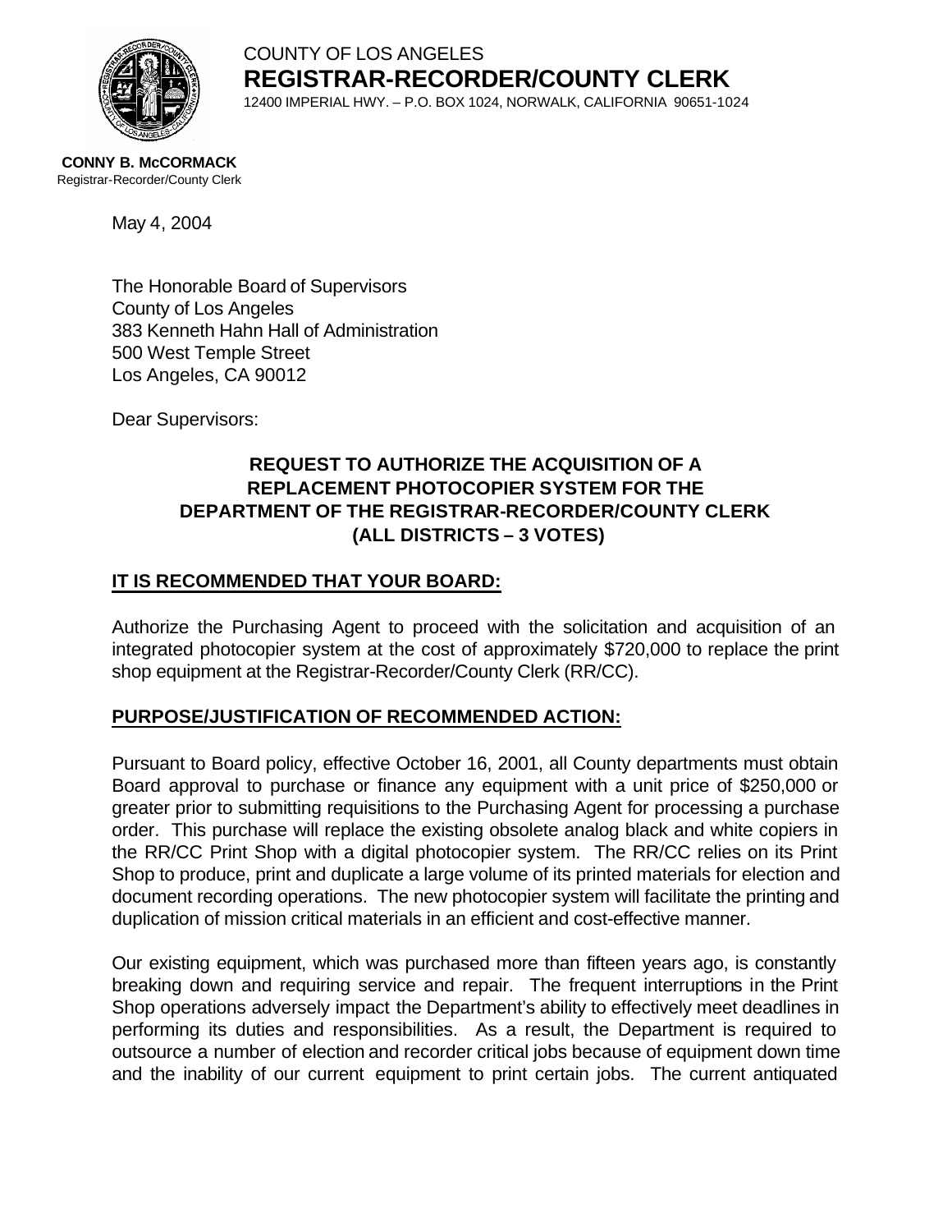COUNTY OF LOS ANGELES

**REGISTRAR-RECORDER/COUNTY CLERK**

12400 IMPERIAL HWY. – P.O. BOX 1024, NORWALK, CALIFORNIA 90651-1024

**CONNY B. McCORMACK**
Registrar-Recorder/County Clerk

May 4, 2004

The Honorable Board of Supervisors
County of Los Angeles
383 Kenneth Hahn Hall of Administration
500 West Temple Street
Los Angeles, CA 90012

Dear Supervisors:

**REQUEST TO AUTHORIZE THE ACQUISITION OF A REPLACEMENT PHOTOCOPIER SYSTEM FOR THE DEPARTMENT OF THE REGISTRAR-RECORDER/COUNTY CLERK (ALL DISTRICTS – 3 VOTES)**

**IT IS RECOMMENDED THAT YOUR BOARD:**

Authorize the Purchasing Agent to proceed with the solicitation and acquisition of an integrated photocopier system at the cost of approximately $720,000 to replace the print shop equipment at the Registrar-Recorder/County Clerk (RR/CC).

**PURPOSE/JUSTIFICATION OF RECOMMENDED ACTION:**

Pursuant to Board policy, effective October 16, 2001, all County departments must obtain Board approval to purchase or finance any equipment with a unit price of $250,000 or greater prior to submitting requisitions to the Purchasing Agent for processing a purchase order. This purchase will replace the existing obsolete analog black and white copiers in the RR/CC Print Shop with a digital photocopier system. The RR/CC relies on its Print Shop to produce, print and duplicate a large volume of its printed materials for election and document recording operations. The new photocopier system will facilitate the printing and duplication of mission critical materials in an efficient and cost-effective manner.

Our existing equipment, which was purchased more than fifteen years ago, is constantly breaking down and requiring service and repair. The frequent interruptions in the Print Shop operations adversely impact the Department's ability to effectively meet deadlines in performing its duties and responsibilities. As a result, the Department is required to outsource a number of election and recorder critical jobs because of equipment down time and the inability of our current equipment to print certain jobs. The current antiquated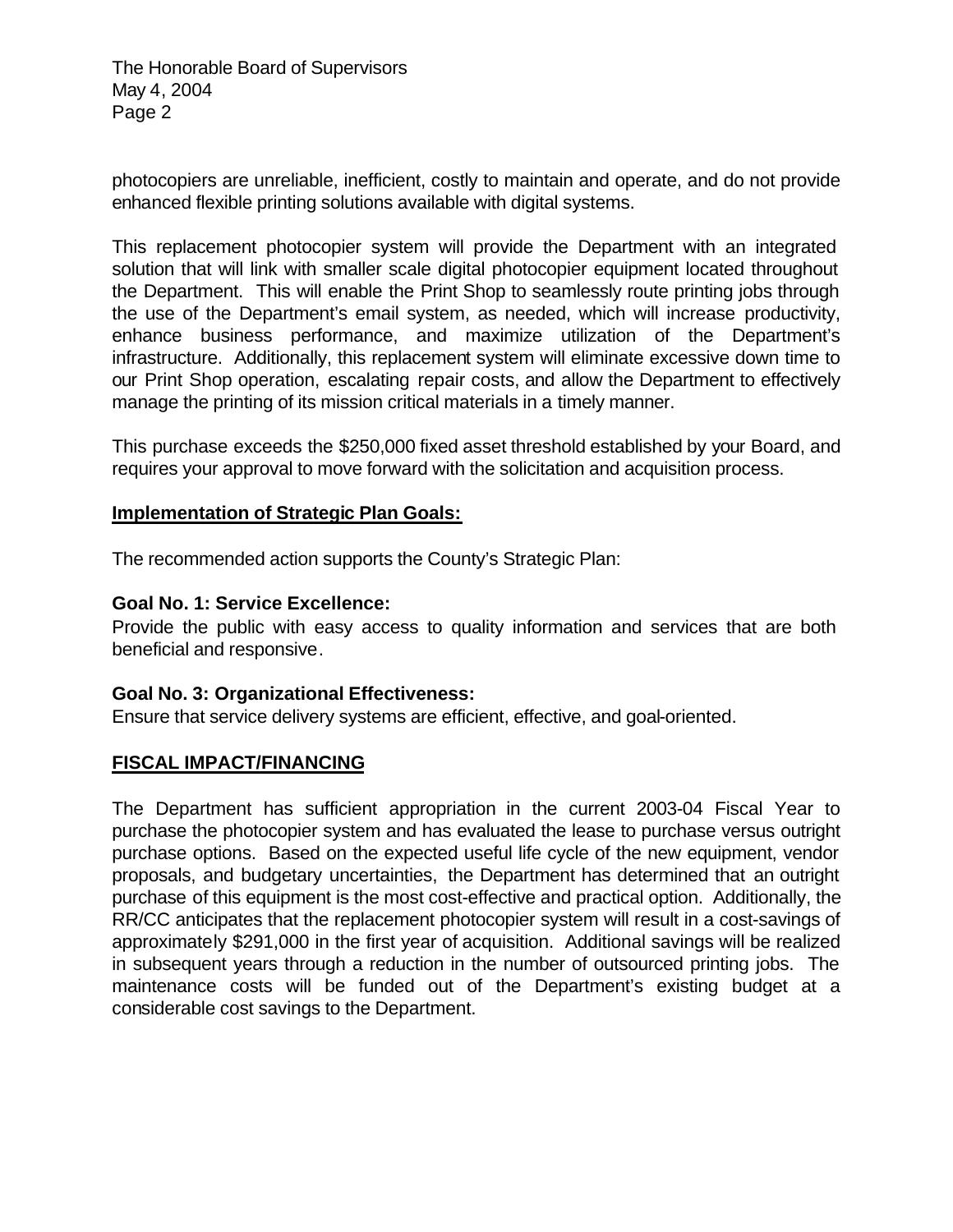photocopiers are unreliable, inefficient, costly to maintain and operate, and do not provide enhanced flexible printing solutions available with digital systems.

This replacement photocopier system will provide the Department with an integrated solution that will link with smaller scale digital photocopier equipment located throughout the Department. This will enable the Print Shop to seamlessly route printing jobs through the use of the Department's email system, as needed, which will increase productivity, enhance business performance, and maximize utilization of the Department's infrastructure. Additionally, this replacement system will eliminate excessive down time to our Print Shop operation, escalating repair costs, and allow the Department to effectively manage the printing of its mission critical materials in a timely manner.

This purchase exceeds the $250,000 fixed asset threshold established by your Board, and requires your approval to move forward with the solicitation and acquisition process.

**Implementation of Strategic Plan Goals:**

The recommended action supports the County's Strategic Plan:

**Goal No. 1: Service Excellence:**
Provide the public with easy access to quality information and services that are both beneficial and responsive.

**Goal No. 3: Organizational Effectiveness:**
Ensure that service delivery systems are efficient, effective, and goal-oriented.

## FISCAL IMPACT/FINANCING

The Department has sufficient appropriation in the current 2003-04 Fiscal Year to purchase the photocopier system and has evaluated the lease to purchase versus outright purchase options. Based on the expected useful life cycle of the new equipment, vendor proposals, and budgetary uncertainties, the Department has determined that an outright purchase of this equipment is the most cost-effective and practical option. Additionally, the RR/CC anticipates that the replacement photocopier system will result in a cost-savings of approximately $291,000 in the first year of acquisition. Additional savings will be realized in subsequent years through a reduction in the number of outsourced printing jobs. The maintenance costs will be funded out of the Department's existing budget at a considerable cost savings to the Department.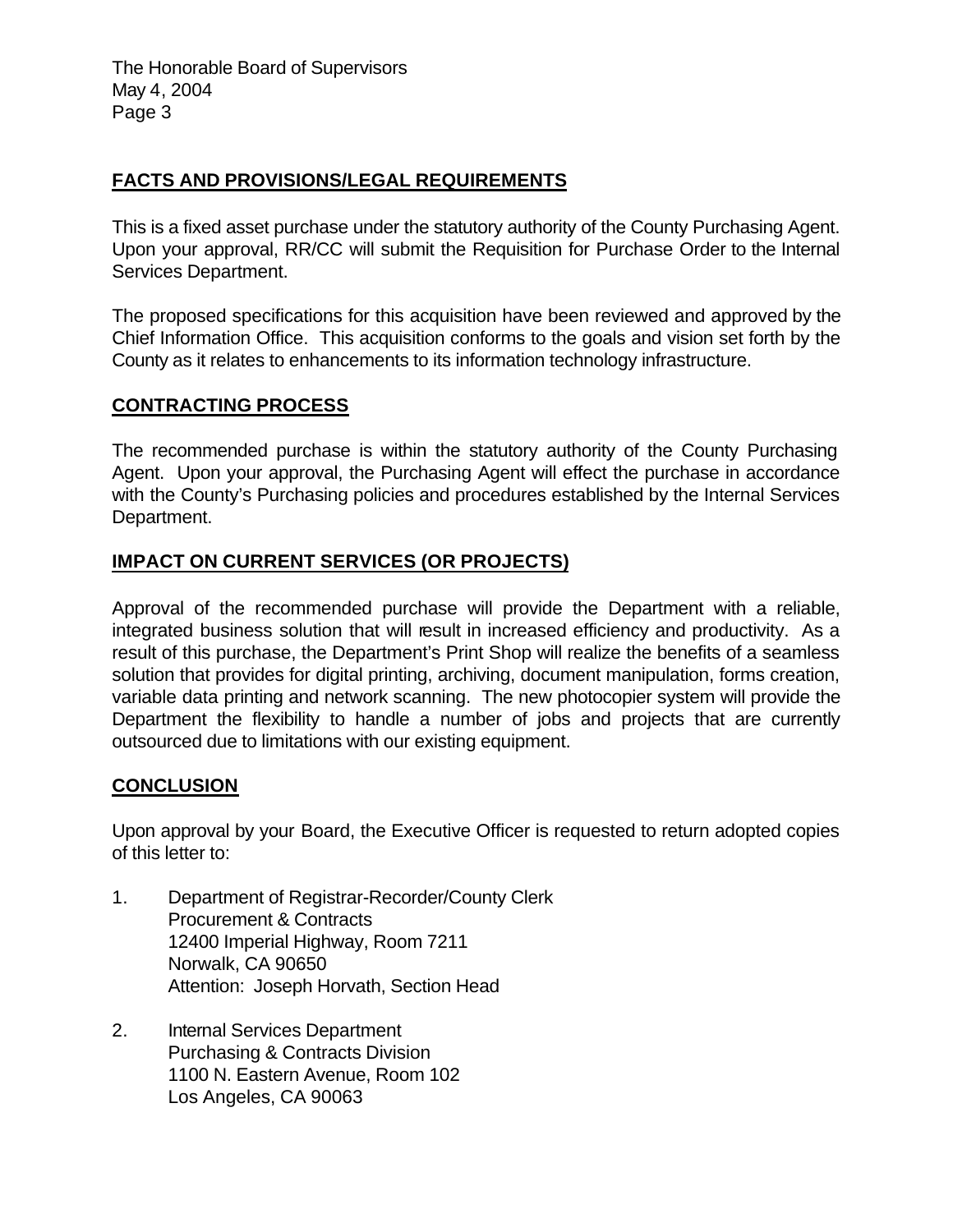## FACTS AND PROVISIONS/LEGAL REQUIREMENTS

This is a fixed asset purchase under the statutory authority of the County Purchasing Agent. Upon your approval, RR/CC will submit the Requisition for Purchase Order to the Internal Services Department.

The proposed specifications for this acquisition have been reviewed and approved by the Chief Information Office. This acquisition conforms to the goals and vision set forth by the County as it relates to enhancements to its information technology infrastructure.

## CONTRACTING PROCESS

The recommended purchase is within the statutory authority of the County Purchasing Agent. Upon your approval, the Purchasing Agent will effect the purchase in accordance with the County's Purchasing policies and procedures established by the Internal Services Department.

## IMPACT ON CURRENT SERVICES (OR PROJECTS)

Approval of the recommended purchase will provide the Department with a reliable, integrated business solution that will result in increased efficiency and productivity. As a result of this purchase, the Department's Print Shop will realize the benefits of a seamless solution that provides for digital printing, archiving, document manipulation, forms creation, variable data printing and network scanning. The new photocopier system will provide the Department the flexibility to handle a number of jobs and projects that are currently outsourced due to limitations with our existing equipment.

## CONCLUSION

Upon approval by your Board, the Executive Officer is requested to return adopted copies of this letter to:

1. Department of Registrar-Recorder/County Clerk
   Procurement & Contracts
   12400 Imperial Highway, Room 7211
   Norwalk, CA 90650
   Attention: Joseph Horvath, Section Head

2. Internal Services Department
   Purchasing & Contracts Division
   1100 N. Eastern Avenue, Room 102
   Los Angeles, CA 90063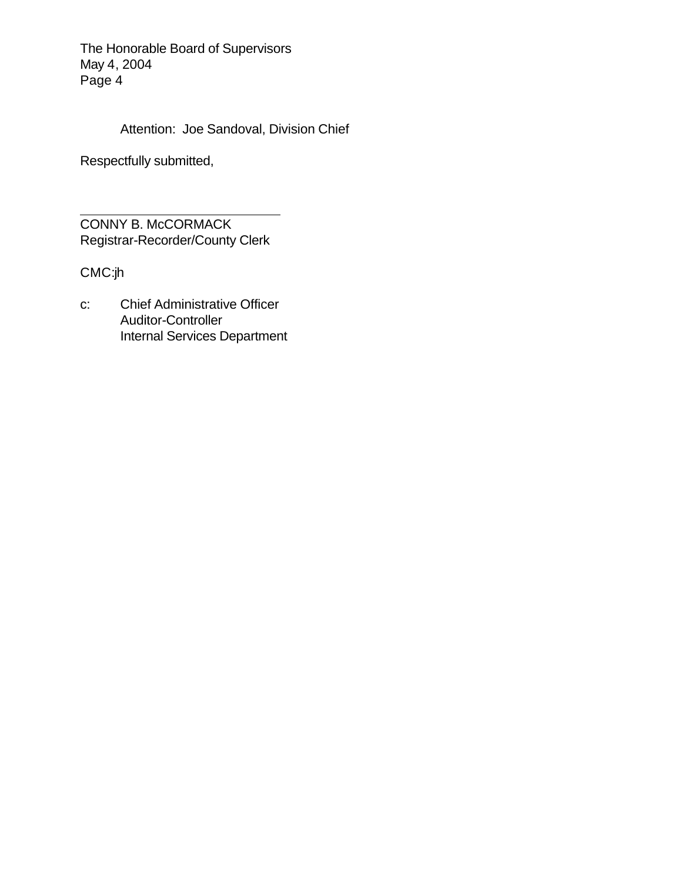Attention: Joe Sandoval, Division Chief

Respectfully submitted,

\_\_\_\_\_\_\_\_\_\_\_\_\_\_\_\_\_\_\_\_\_\_\_\_\_\_\_\_\_\_

CONNY B. McCORMACK
Registrar-Recorder/County Clerk

CMC:jh

c: Chief Administrative Officer
Auditor-Controller
Internal Services Department